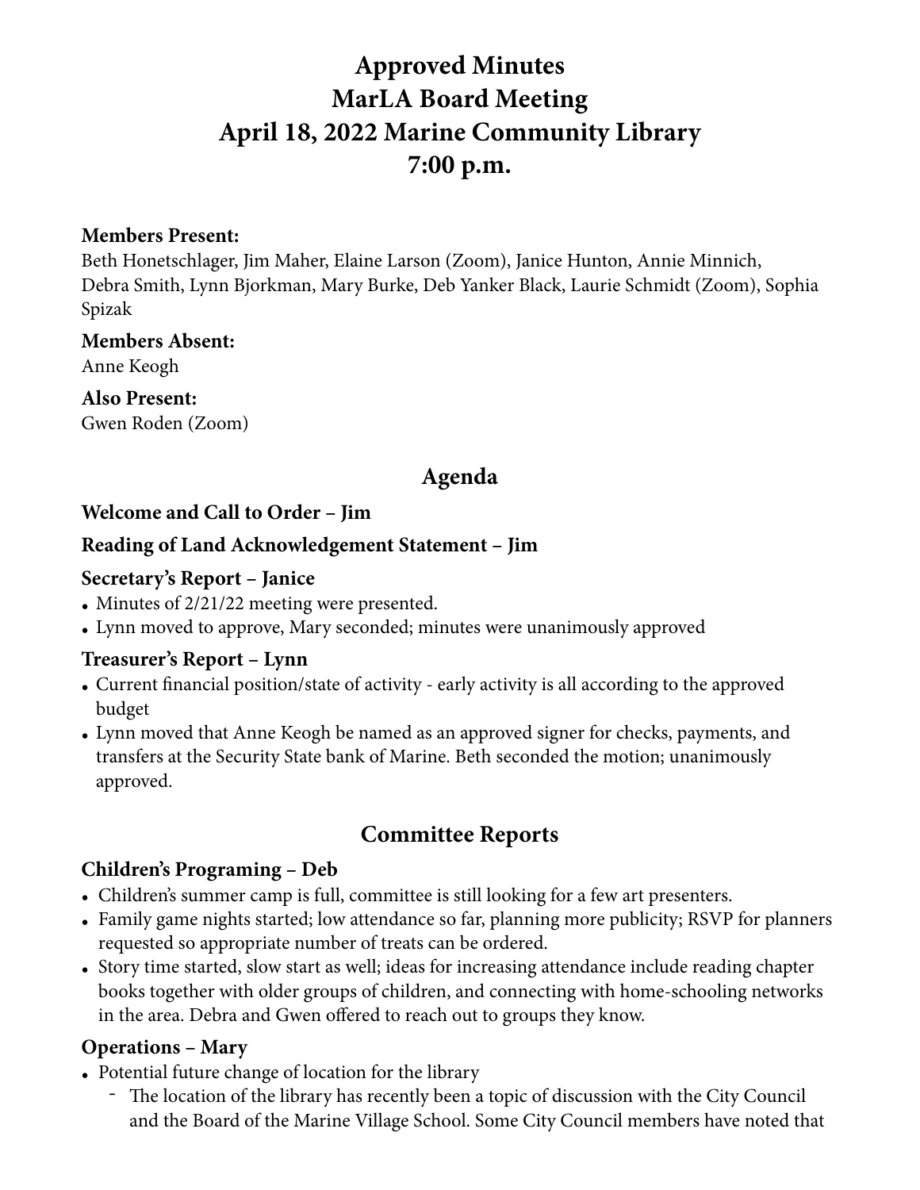# Approved Minutes
# MarLA Board Meeting
# April 18, 2022 Marine Community Library
# 7:00 p.m.

**Members Present:**
Beth Honetschlager, Jim Maher, Elaine Larson (Zoom), Janice Hunton, Annie Minnich, Debra Smith, Lynn Bjorkman, Mary Burke, Deb Yanker Black, Laurie Schmidt (Zoom), Sophia Spizak

**Members Absent:**
Anne Keogh

**Also Present:**
Gwen Roden (Zoom)

## Agenda

### Welcome and Call to Order – Jim

### Reading of Land Acknowledgement Statement – Jim

### Secretary's Report – Janice

- Minutes of 2/21/22 meeting were presented.
- Lynn moved to approve, Mary seconded; minutes were unanimously approved

### Treasurer's Report – Lynn

- Current financial position/state of activity - early activity is all according to the approved budget
- Lynn moved that Anne Keogh be named as an approved signer for checks, payments, and transfers at the Security State bank of Marine. Beth seconded the motion; unanimously approved.

## Committee Reports

### Children's Programing – Deb

- Children's summer camp is full, committee is still looking for a few art presenters.
- Family game nights started; low attendance so far, planning more publicity; RSVP for planners requested so appropriate number of treats can be ordered.
- Story time started, slow start as well; ideas for increasing attendance include reading chapter books together with older groups of children, and connecting with home-schooling networks in the area. Debra and Gwen offered to reach out to groups they know.

### Operations – Mary

- Potential future change of location for the library
  - The location of the library has recently been a topic of discussion with the City Council and the Board of the Marine Village School. Some City Council members have noted that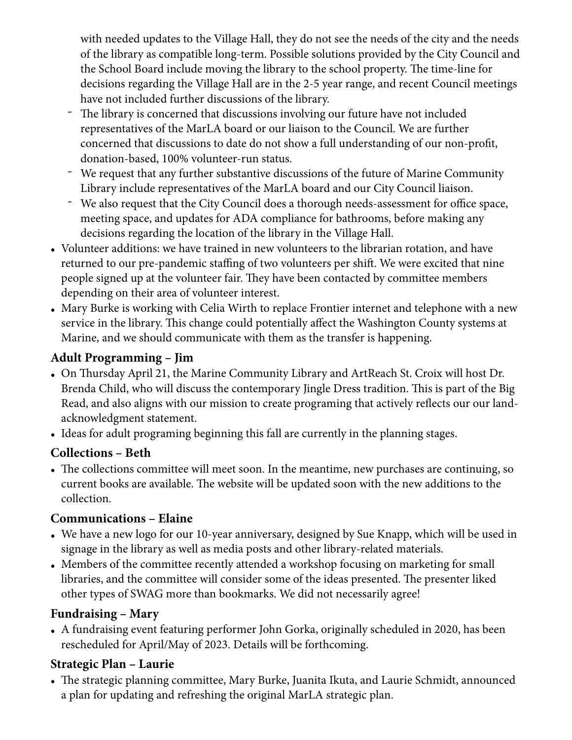with needed updates to the Village Hall, they do not see the needs of the city and the needs of the library as compatible long-term. Possible solutions provided by the City Council and the School Board include moving the library to the school property. The time-line for decisions regarding the Village Hall are in the 2-5 year range, and recent Council meetings have not included further discussions of the library.

  - The library is concerned that discussions involving our future have not included representatives of the MarLA board or our liaison to the Council. We are further concerned that discussions to date do not show a full understanding of our non-profit, donation-based, 100% volunteer-run status.
  - We request that any further substantive discussions of the future of Marine Community Library include representatives of the MarLA board and our City Council liaison.
  - We also request that the City Council does a thorough needs-assessment for office space, meeting space, and updates for ADA compliance for bathrooms, before making any decisions regarding the location of the library in the Village Hall.

- Volunteer additions: we have trained in new volunteers to the librarian rotation, and have returned to our pre-pandemic staffing of two volunteers per shift. We were excited that nine people signed up at the volunteer fair. They have been contacted by committee members depending on their area of volunteer interest.
- Mary Burke is working with Celia Wirth to replace Frontier internet and telephone with a new service in the library. This change could potentially affect the Washington County systems at Marine, and we should communicate with them as the transfer is happening.

### Adult Programming – Jim

- On Thursday April 21, the Marine Community Library and ArtReach St. Croix will host Dr. Brenda Child, who will discuss the contemporary Jingle Dress tradition. This is part of the Big Read, and also aligns with our mission to create programing that actively reflects our our land-acknowledgment statement.
- Ideas for adult programing beginning this fall are currently in the planning stages.

### Collections – Beth

- The collections committee will meet soon. In the meantime, new purchases are continuing, so current books are available. The website will be updated soon with the new additions to the collection.

### Communications – Elaine

- We have a new logo for our 10-year anniversary, designed by Sue Knapp, which will be used in signage in the library as well as media posts and other library-related materials.
- Members of the committee recently attended a workshop focusing on marketing for small libraries, and the committee will consider some of the ideas presented. The presenter liked other types of SWAG more than bookmarks. We did not necessarily agree!

### Fundraising – Mary

- A fundraising event featuring performer John Gorka, originally scheduled in 2020, has been rescheduled for April/May of 2023. Details will be forthcoming.

### Strategic Plan – Laurie

- The strategic planning committee, Mary Burke, Juanita Ikuta, and Laurie Schmidt, announced a plan for updating and refreshing the original MarLA strategic plan.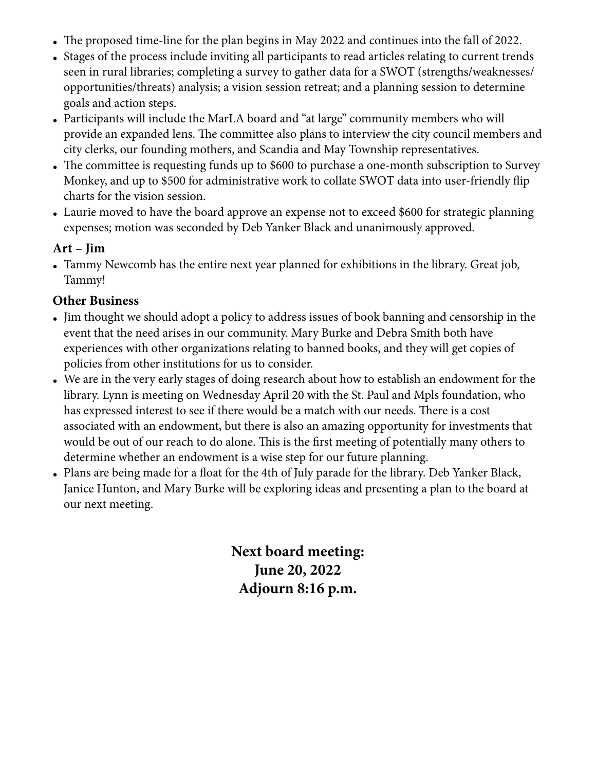- The proposed time-line for the plan begins in May 2022 and continues into the fall of 2022.
- Stages of the process include inviting all participants to read articles relating to current trends seen in rural libraries; completing a survey to gather data for a SWOT (strengths/weaknesses/opportunities/threats) analysis; a vision session retreat; and a planning session to determine goals and action steps.
- Participants will include the MarLA board and "at large" community members who will provide an expanded lens. The committee also plans to interview the city council members and city clerks, our founding mothers, and Scandia and May Township representatives.
- The committee is requesting funds up to $600 to purchase a one-month subscription to Survey Monkey, and up to $500 for administrative work to collate SWOT data into user-friendly flip charts for the vision session.
- Laurie moved to have the board approve an expense not to exceed $600 for strategic planning expenses; motion was seconded by Deb Yanker Black and unanimously approved.

**Art – Jim**

- Tammy Newcomb has the entire next year planned for exhibitions in the library. Great job, Tammy!

**Other Business**

- Jim thought we should adopt a policy to address issues of book banning and censorship in the event that the need arises in our community. Mary Burke and Debra Smith both have experiences with other organizations relating to banned books, and they will get copies of policies from other institutions for us to consider.
- We are in the very early stages of doing research about how to establish an endowment for the library. Lynn is meeting on Wednesday April 20 with the St. Paul and Mpls foundation, who has expressed interest to see if there would be a match with our needs. There is a cost associated with an endowment, but there is also an amazing opportunity for investments that would be out of our reach to do alone. This is the first meeting of potentially many others to determine whether an endowment is a wise step for our future planning.
- Plans are being made for a float for the 4th of July parade for the library. Deb Yanker Black, Janice Hunton, and Mary Burke will be exploring ideas and presenting a plan to the board at our next meeting.

**Next board meeting:**
**June 20, 2022**
**Adjourn 8:16 p.m.**